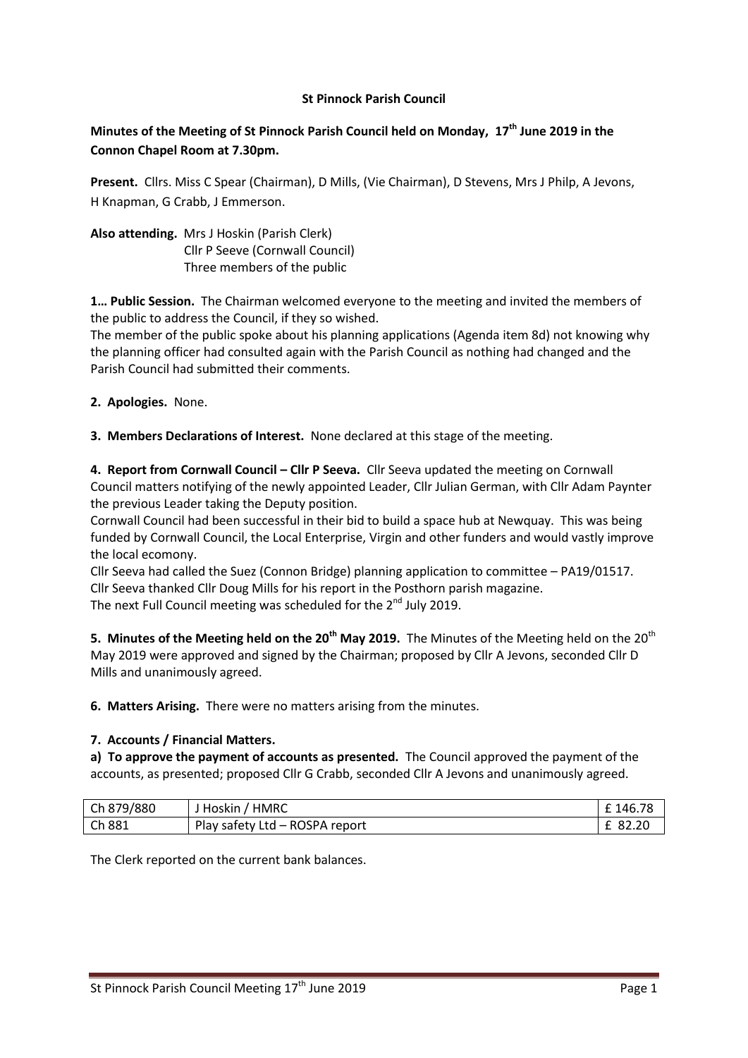**St Pinnock Parish Council**

**Minutes of the Meeting of St Pinnock Parish Council held on Monday, 17th June 2019 in the Connon Chapel Room at 7.30pm.**

**Present.** Cllrs. Miss C Spear (Chairman), D Mills, (Vie Chairman), D Stevens, Mrs J Philp, A Jevons, H Knapman, G Crabb, J Emmerson.

**Also attending.** Mrs J Hoskin (Parish Clerk)
Cllr P Seeve (Cornwall Council)
Three members of the public

**1… Public Session.** The Chairman welcomed everyone to the meeting and invited the members of the public to address the Council, if they so wished.
The member of the public spoke about his planning applications (Agenda item 8d) not knowing why the planning officer had consulted again with the Parish Council as nothing had changed and the Parish Council had submitted their comments.

**2. Apologies.** None.

**3. Members Declarations of Interest.** None declared at this stage of the meeting.

**4. Report from Cornwall Council – Cllr P Seeva.** Cllr Seeva updated the meeting on Cornwall Council matters notifying of the newly appointed Leader, Cllr Julian German, with Cllr Adam Paynter the previous Leader taking the Deputy position.
Cornwall Council had been successful in their bid to build a space hub at Newquay. This was being funded by Cornwall Council, the Local Enterprise, Virgin and other funders and would vastly improve the local ecomony.
Cllr Seeva had called the Suez (Connon Bridge) planning application to committee – PA19/01517.
Cllr Seeva thanked Cllr Doug Mills for his report in the Posthorn parish magazine.
The next Full Council meeting was scheduled for the 2nd July 2019.

**5. Minutes of the Meeting held on the 20th May 2019.** The Minutes of the Meeting held on the 20th May 2019 were approved and signed by the Chairman; proposed by Cllr A Jevons, seconded Cllr D Mills and unanimously agreed.

**6. Matters Arising.** There were no matters arising from the minutes.

**7. Accounts / Financial Matters.**

**a) To approve the payment of accounts as presented.** The Council approved the payment of the accounts, as presented; proposed Cllr G Crabb, seconded Cllr A Jevons and unanimously agreed.

| | | |
|---|---|---|
| Ch 879/880 | J Hoskin / HMRC | £ 146.78 |
| Ch 881 | Play safety Ltd – ROSPA report | £ 82.20 |

The Clerk reported on the current bank balances.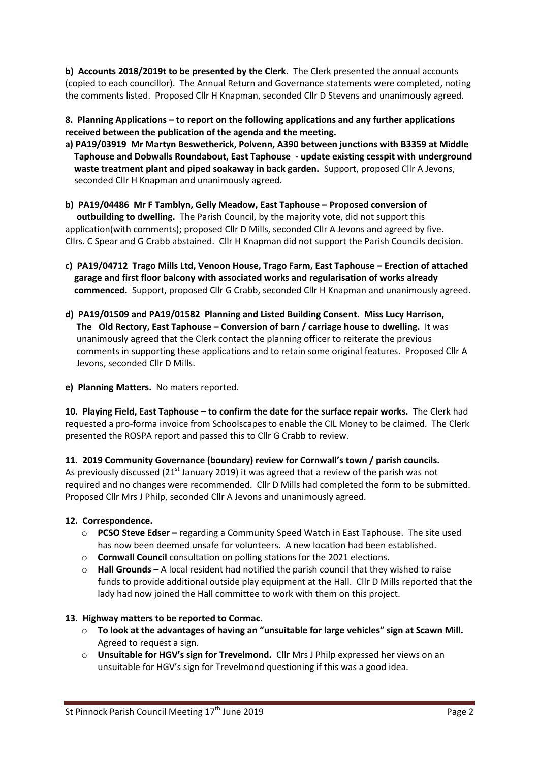**b) Accounts 2018/2019t to be presented by the Clerk.** The Clerk presented the annual accounts (copied to each councillor). The Annual Return and Governance statements were completed, noting the comments listed. Proposed Cllr H Knapman, seconded Cllr D Stevens and unanimously agreed.

**8. Planning Applications – to report on the following applications and any further applications received between the publication of the agenda and the meeting.**

**a) PA19/03919 Mr Martyn Beswetherick, Polvenn, A390 between junctions with B3359 at Middle Taphouse and Dobwalls Roundabout, East Taphouse - update existing cesspit with underground waste treatment plant and piped soakaway in back garden.** Support, proposed Cllr A Jevons, seconded Cllr H Knapman and unanimously agreed.

**b) PA19/04486 Mr F Tamblyn, Gelly Meadow, East Taphouse – Proposed conversion of outbuilding to dwelling.** The Parish Council, by the majority vote, did not support this application(with comments); proposed Cllr D Mills, seconded Cllr A Jevons and agreed by five. Cllrs. C Spear and G Crabb abstained. Cllr H Knapman did not support the Parish Councils decision.

**c) PA19/04712 Trago Mills Ltd, Venoon House, Trago Farm, East Taphouse – Erection of attached garage and first floor balcony with associated works and regularisation of works already commenced.** Support, proposed Cllr G Crabb, seconded Cllr H Knapman and unanimously agreed.

**d) PA19/01509 and PA19/01582 Planning and Listed Building Consent. Miss Lucy Harrison, The Old Rectory, East Taphouse – Conversion of barn / carriage house to dwelling.** It was unanimously agreed that the Clerk contact the planning officer to reiterate the previous comments in supporting these applications and to retain some original features. Proposed Cllr A Jevons, seconded Cllr D Mills.

**e) Planning Matters.** No maters reported.

**10. Playing Field, East Taphouse – to confirm the date for the surface repair works.** The Clerk had requested a pro-forma invoice from Schoolscapes to enable the CIL Money to be claimed. The Clerk presented the ROSPA report and passed this to Cllr G Crabb to review.

**11. 2019 Community Governance (boundary) review for Cornwall's town / parish councils.**
As previously discussed (21st January 2019) it was agreed that a review of the parish was not required and no changes were recommended. Cllr D Mills had completed the form to be submitted. Proposed Cllr Mrs J Philp, seconded Cllr A Jevons and unanimously agreed.

**12. Correspondence.**

- **PCSO Steve Edser –** regarding a Community Speed Watch in East Taphouse. The site used has now been deemed unsafe for volunteers. A new location had been established.
- **Cornwall Council** consultation on polling stations for the 2021 elections.
- **Hall Grounds –** A local resident had notified the parish council that they wished to raise funds to provide additional outside play equipment at the Hall. Cllr D Mills reported that the lady had now joined the Hall committee to work with them on this project.

**13. Highway matters to be reported to Cormac.**

- **To look at the advantages of having an "unsuitable for large vehicles" sign at Scawn Mill.** Agreed to request a sign.
- **Unsuitable for HGV's sign for Trevelmond.** Cllr Mrs J Philp expressed her views on an unsuitable for HGV's sign for Trevelmond questioning if this was a good idea.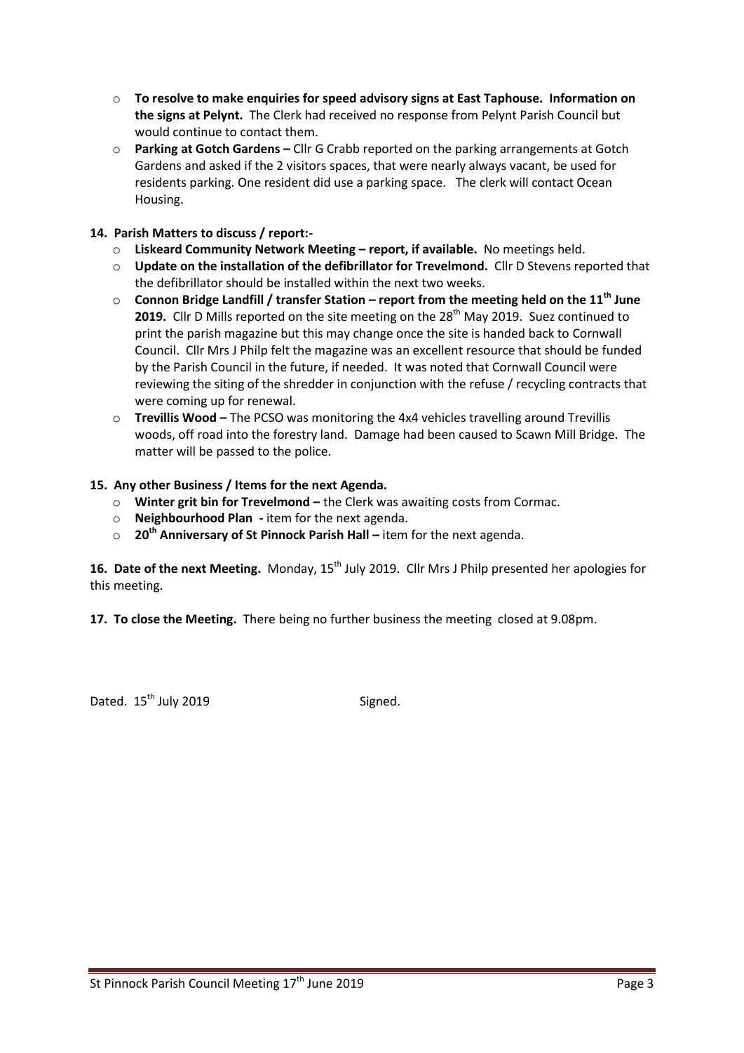- **To resolve to make enquiries for speed advisory signs at East Taphouse. Information on the signs at Pelynt.** The Clerk had received no response from Pelynt Parish Council but would continue to contact them.
- **Parking at Gotch Gardens –** Cllr G Crabb reported on the parking arrangements at Gotch Gardens and asked if the 2 visitors spaces, that were nearly always vacant, be used for residents parking. One resident did use a parking space. The clerk will contact Ocean Housing.

**14. Parish Matters to discuss / report:-**

- **Liskeard Community Network Meeting – report, if available.** No meetings held.
- **Update on the installation of the defibrillator for Trevelmond.** Cllr D Stevens reported that the defibrillator should be installed within the next two weeks.
- **Connon Bridge Landfill / transfer Station – report from the meeting held on the 11th June 2019.** Cllr D Mills reported on the site meeting on the 28th May 2019. Suez continued to print the parish magazine but this may change once the site is handed back to Cornwall Council. Cllr Mrs J Philp felt the magazine was an excellent resource that should be funded by the Parish Council in the future, if needed. It was noted that Cornwall Council were reviewing the siting of the shredder in conjunction with the refuse / recycling contracts that were coming up for renewal.
- **Trevillis Wood –** The PCSO was monitoring the 4x4 vehicles travelling around Trevillis woods, off road into the forestry land. Damage had been caused to Scawn Mill Bridge. The matter will be passed to the police.

**15. Any other Business / Items for the next Agenda.**

- **Winter grit bin for Trevelmond –** the Clerk was awaiting costs from Cormac.
- **Neighbourhood Plan -** item for the next agenda.
- **20th Anniversary of St Pinnock Parish Hall –** item for the next agenda.

**16. Date of the next Meeting.** Monday, 15th July 2019. Cllr Mrs J Philp presented her apologies for this meeting.

**17. To close the Meeting.** There being no further business the meeting closed at 9.08pm.

Dated. 15th July 2019 Signed.